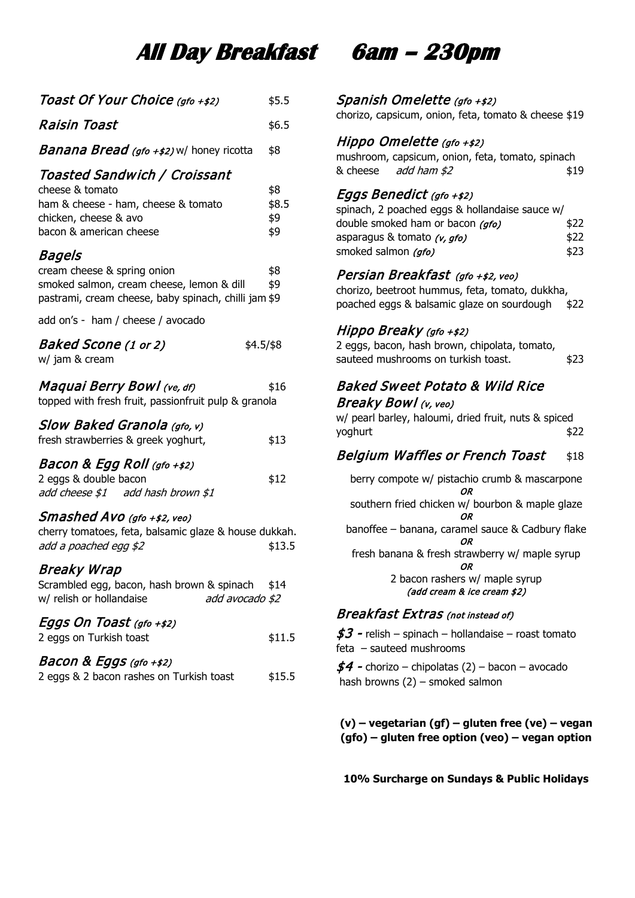# All Day Breakfast    6am – 230pm

### *Toast Of Your Choice* *(gfo +$2)* — $5.5

### *Raisin Toast* — $6.5

### *Banana Bread* *(gfo +$2)* w/ honey ricotta — $8

### *Toasted Sandwich / Croissant*

cheese & tomato — $8
ham & cheese - ham, cheese & tomato — $8.5
chicken, cheese & avo — $9
bacon & american cheese — $9

### *Bagels*

cream cheese & spring onion — $8
smoked salmon, cream cheese, lemon & dill — $9
pastrami, cream cheese, baby spinach, chilli jam $9

add on's - ham / cheese / avocado

### *Baked Scone (1 or 2)* — $4.5/$8

w/ jam & cream

### *Maquai Berry Bowl* *(ve, df)* — $16

topped with fresh fruit, passionfruit pulp & granola

### *Slow Baked Granola* *(gfo, v)*

fresh strawberries & greek yoghurt, — $13

### *Bacon & Egg Roll* *(gfo +$2)*

2 eggs & double bacon — $12
*add cheese $1    add hash brown $1*

### *Smashed Avo* *(gfo +$2, veo)*

cherry tomatoes, feta, balsamic glaze & house dukkah.
*add a poached egg $2* — $13.5

### *Breaky Wrap*

Scrambled egg, bacon, hash brown & spinach — $14
w/ relish or hollandaise    *add avocado $2*

### *Eggs On Toast* *(gfo +$2)*

2 eggs on Turkish toast — $11.5

### *Bacon & Eggs* *(gfo +$2)*

2 eggs & 2 bacon rashes on Turkish toast — $15.5

### *Spanish Omelette* *(gfo +$2)*

chorizo, capsicum, onion, feta, tomato & cheese $19

### *Hippo Omelette* *(gfo +$2)*

mushroom, capsicum, onion, feta, tomato, spinach & cheese    *add ham $2* — $19

### *Eggs Benedict* *(gfo +$2)*

spinach, 2 poached eggs & hollandaise sauce w/
double smoked ham or bacon *(gfo)* — $22
asparagus & tomato *(v, gfo)* — $22
smoked salmon *(gfo)* — $23

### *Persian Breakfast* *(gfo +$2, veo)*

chorizo, beetroot hummus, feta, tomato, dukkha, poached eggs & balsamic glaze on sourdough — $22

### *Hippo Breaky* *(gfo +$2)*

2 eggs, bacon, hash brown, chipolata, tomato, sauteed mushrooms on turkish toast. — $23

### *Baked Sweet Potato & Wild Rice Breaky Bowl* *(v, veo)*

w/ pearl barley, haloumi, dried fruit, nuts & spiced yoghurt — $22

### *Belgium Waffles or French Toast* — $18

berry compote w/ pistachio crumb & mascarpone
*OR*
southern fried chicken w/ bourbon & maple glaze
*OR*
banoffee – banana, caramel sauce & Cadbury flake
*OR*
fresh banana & fresh strawberry w/ maple syrup
*OR*
2 bacon rashers w/ maple syrup
*(add cream & ice cream $2)*

### *Breakfast Extras* *(not instead of)*

***$3*** - relish – spinach – hollandaise – roast tomato feta – sauteed mushrooms

***$4*** - chorizo – chipolatas (2) – bacon – avocado hash browns (2) – smoked salmon

**(v) – vegetarian (gf) – gluten free (ve) – vegan**
**(gfo) – gluten free option (veo) – vegan option**

**10% Surcharge on Sundays & Public Holidays**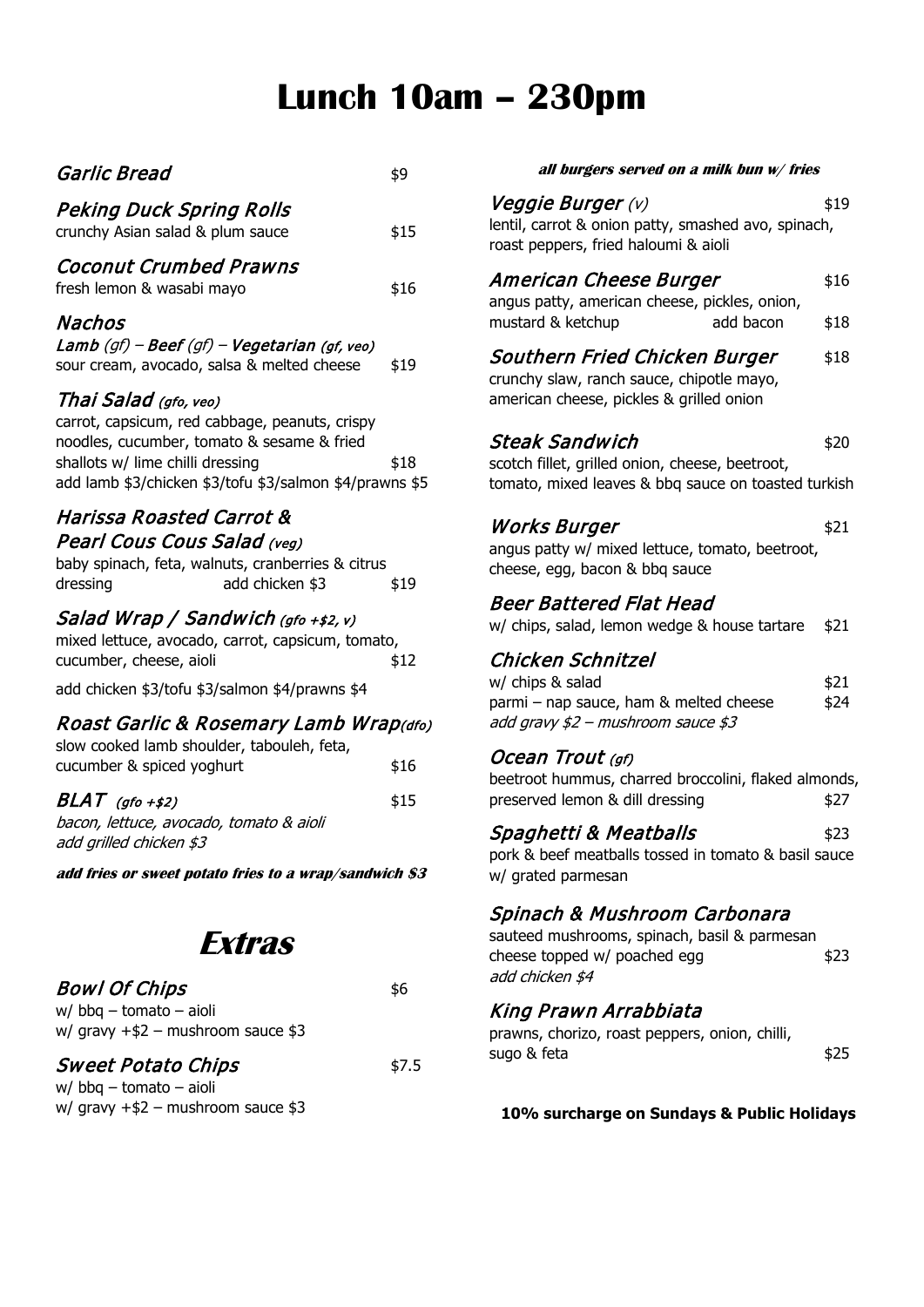# Lunch 10am – 230pm

### *Garlic Bread* $9

### *Peking Duck Spring Rolls*
crunchy Asian salad & plum sauce $15

### *Coconut Crumbed Prawns*
fresh lemon & wasabi mayo $16

### *Nachos*
***Lamb*** *(gf)* – ***Beef*** *(gf)* – ***Vegetarian*** ***(gf, veo)***
sour cream, avocado, salsa & melted cheese $19

### *Thai Salad* *(gfo, veo)*
carrot, capsicum, red cabbage, peanuts, crispy noodles, cucumber, tomato & sesame & fried shallots w/ lime chilli dressing $18
add lamb $3/chicken $3/tofu $3/salmon $4/prawns $5

### *Harissa Roasted Carrot & Pearl Cous Cous Salad* *(veg)*
baby spinach, feta, walnuts, cranberries & citrus dressing add chicken $3 $19

### *Salad Wrap / Sandwich* *(gfo +$2, v)*
mixed lettuce, avocado, carrot, capsicum, tomato, cucumber, cheese, aioli $12

add chicken $3/tofu $3/salmon $4/prawns $4

### *Roast Garlic & Rosemary Lamb Wrap* *(dfo)*
slow cooked lamb shoulder, tabouleh, feta, cucumber & spiced yoghurt $16

### *BLAT* *(gfo +$2)* $15
*bacon, lettuce, avocado, tomato & aioli*
*add grilled chicken $3*

***add fries or sweet potato fries to a wrap/sandwich $3***

## *Extras*

### *Bowl Of Chips* $6
w/ bbq – tomato – aioli
w/ gravy +$2 – mushroom sauce $3

### *Sweet Potato Chips* $7.5
w/ bbq – tomato – aioli
w/ gravy +$2 – mushroom sauce $3

***all burgers served on a milk bun w/ fries***

### *Veggie Burger* *(v)* $19
lentil, carrot & onion patty, smashed avo, spinach, roast peppers, fried haloumi & aioli

### *American Cheese Burger* $16
angus patty, american cheese, pickles, onion, mustard & ketchup add bacon $18

### *Southern Fried Chicken Burger* $18
crunchy slaw, ranch sauce, chipotle mayo, american cheese, pickles & grilled onion

### *Steak Sandwich* $20
scotch fillet, grilled onion, cheese, beetroot, tomato, mixed leaves & bbq sauce on toasted turkish

### *Works Burger* $21
angus patty w/ mixed lettuce, tomato, beetroot, cheese, egg, bacon & bbq sauce

### *Beer Battered Flat Head*
w/ chips, salad, lemon wedge & house tartare $21

### *Chicken Schnitzel*
w/ chips & salad $21
parmi – nap sauce, ham & melted cheese $24
*add gravy $2 – mushroom sauce $3*

### *Ocean Trout* *(gf)*
beetroot hummus, charred broccolini, flaked almonds, preserved lemon & dill dressing $27

### *Spaghetti & Meatballs* $23
pork & beef meatballs tossed in tomato & basil sauce w/ grated parmesan

### *Spinach & Mushroom Carbonara*
sauteed mushrooms, spinach, basil & parmesan cheese topped w/ poached egg $23
*add chicken $4*

### *King Prawn Arrabbiata*
prawns, chorizo, roast peppers, onion, chilli, sugo & feta $25

**10% surcharge on Sundays & Public Holidays**